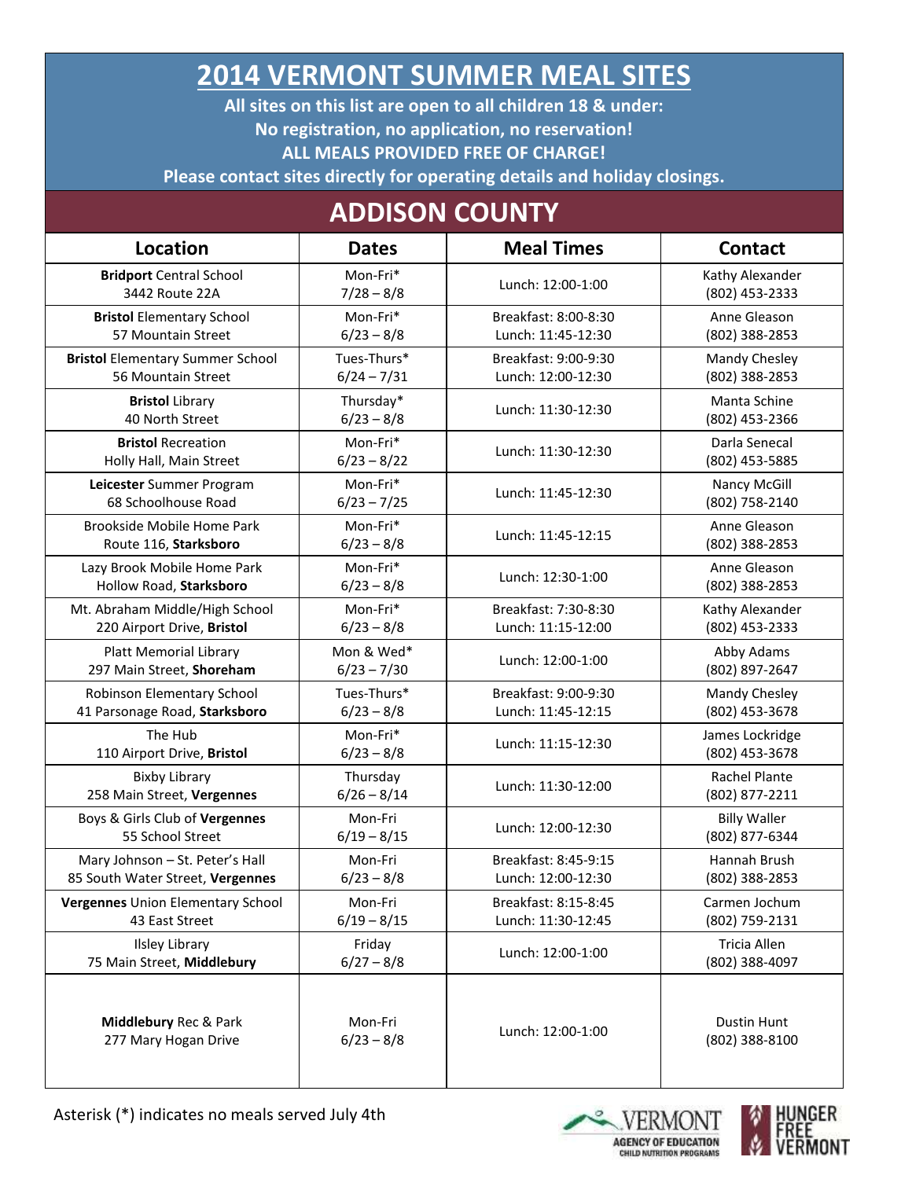# 2014 VERMONT SUMMER MEAL SITES

**All sites on this list are open to all children 18 & under:**
**No registration, no application, no reservation!**
**ALL MEALS PROVIDED FREE OF CHARGE!**
**Please contact sites directly for operating details and holiday closings.**

## ADDISON COUNTY

| Location | Dates | Meal Times | Contact |
|---|---|---|---|
| **Bridport** Central School<br>3442 Route 22A | Mon-Fri*<br>7/28 – 8/8 | Lunch: 12:00-1:00 | Kathy Alexander<br>(802) 453-2333 |
| **Bristol** Elementary School<br>57 Mountain Street | Mon-Fri*<br>6/23 – 8/8 | Breakfast: 8:00-8:30<br>Lunch: 11:45-12:30 | Anne Gleason<br>(802) 388-2853 |
| **Bristol** Elementary Summer School<br>56 Mountain Street | Tues-Thurs*<br>6/24 – 7/31 | Breakfast: 9:00-9:30<br>Lunch: 12:00-12:30 | Mandy Chesley<br>(802) 388-2853 |
| **Bristol** Library<br>40 North Street | Thursday*<br>6/23 – 8/8 | Lunch: 11:30-12:30 | Manta Schine<br>(802) 453-2366 |
| **Bristol** Recreation<br>Holly Hall, Main Street | Mon-Fri*<br>6/23 – 8/22 | Lunch: 11:30-12:30 | Darla Senecal<br>(802) 453-5885 |
| **Leicester** Summer Program<br>68 Schoolhouse Road | Mon-Fri*<br>6/23 – 7/25 | Lunch: 11:45-12:30 | Nancy McGill<br>(802) 758-2140 |
| Brookside Mobile Home Park<br>Route 116, **Starksboro** | Mon-Fri*<br>6/23 – 8/8 | Lunch: 11:45-12:15 | Anne Gleason<br>(802) 388-2853 |
| Lazy Brook Mobile Home Park<br>Hollow Road, **Starksboro** | Mon-Fri*<br>6/23 – 8/8 | Lunch: 12:30-1:00 | Anne Gleason<br>(802) 388-2853 |
| Mt. Abraham Middle/High School<br>220 Airport Drive, **Bristol** | Mon-Fri*<br>6/23 – 8/8 | Breakfast: 7:30-8:30<br>Lunch: 11:15-12:00 | Kathy Alexander<br>(802) 453-2333 |
| Platt Memorial Library<br>297 Main Street, **Shoreham** | Mon & Wed*<br>6/23 – 7/30 | Lunch: 12:00-1:00 | Abby Adams<br>(802) 897-2647 |
| Robinson Elementary School<br>41 Parsonage Road, **Starksboro** | Tues-Thurs*<br>6/23 – 8/8 | Breakfast: 9:00-9:30<br>Lunch: 11:45-12:15 | Mandy Chesley<br>(802) 453-3678 |
| The Hub<br>110 Airport Drive, **Bristol** | Mon-Fri*<br>6/23 – 8/8 | Lunch: 11:15-12:30 | James Lockridge<br>(802) 453-3678 |
| Bixby Library<br>258 Main Street, **Vergennes** | Thursday<br>6/26 – 8/14 | Lunch: 11:30-12:00 | Rachel Plante<br>(802) 877-2211 |
| Boys & Girls Club of **Vergennes**<br>55 School Street | Mon-Fri<br>6/19 – 8/15 | Lunch: 12:00-12:30 | Billy Waller<br>(802) 877-6344 |
| Mary Johnson – St. Peter's Hall<br>85 South Water Street, **Vergennes** | Mon-Fri<br>6/23 – 8/8 | Breakfast: 8:45-9:15<br>Lunch: 12:00-12:30 | Hannah Brush<br>(802) 388-2853 |
| **Vergennes** Union Elementary School<br>43 East Street | Mon-Fri<br>6/19 – 8/15 | Breakfast: 8:15-8:45<br>Lunch: 11:30-12:45 | Carmen Jochum<br>(802) 759-2131 |
| Ilsley Library<br>75 Main Street, **Middlebury** | Friday<br>6/27 – 8/8 | Lunch: 12:00-1:00 | Tricia Allen<br>(802) 388-4097 |
| **Middlebury** Rec & Park<br>277 Mary Hogan Drive | Mon-Fri<br>6/23 – 8/8 | Lunch: 12:00-1:00 | Dustin Hunt<br>(802) 388-8100 |

Asterisk (*) indicates no meals served July 4th

VERMONT AGENCY OF EDUCATION CHILD NUTRITION PROGRAMS

HUNGER FREE VERMONT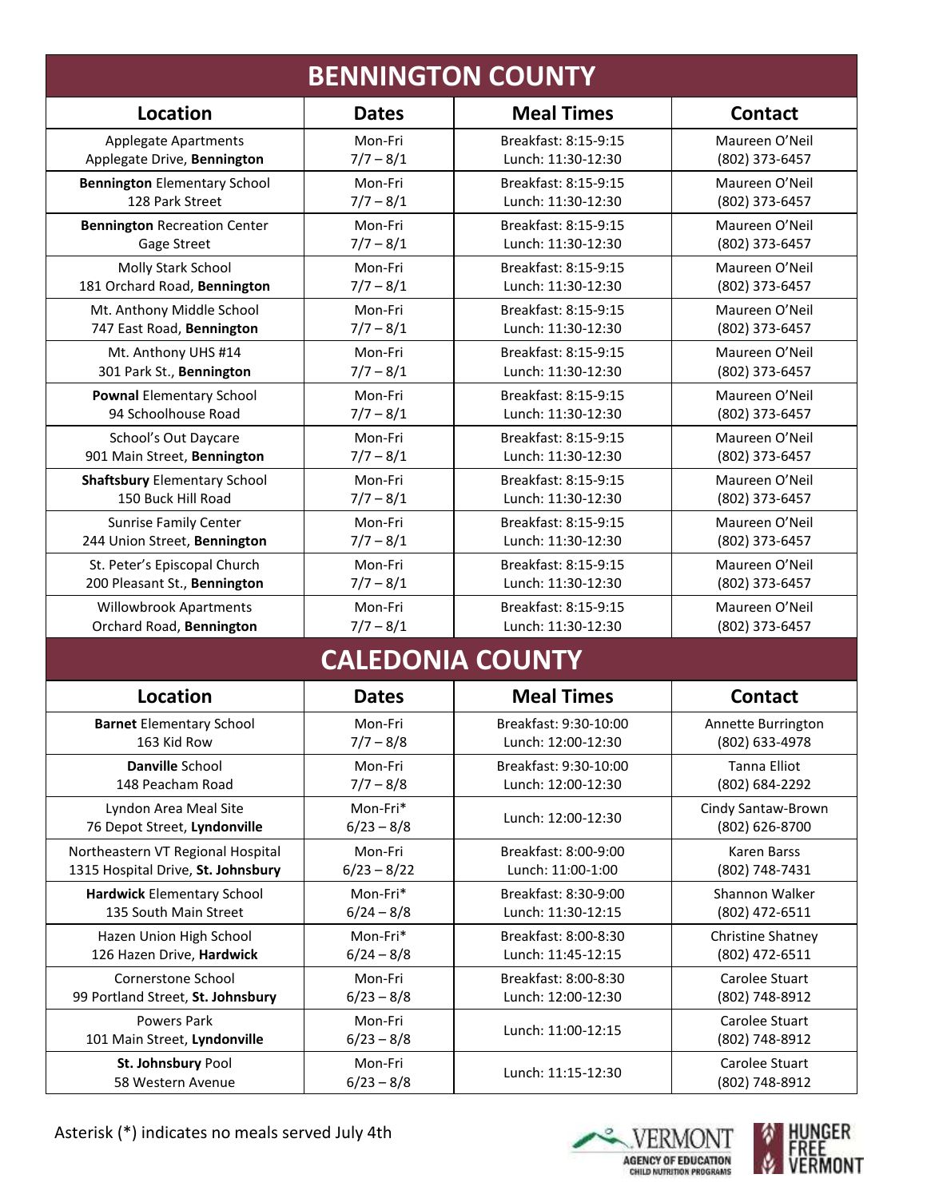## BENNINGTON COUNTY

| Location | Dates | Meal Times | Contact |
|---|---|---|---|
| Applegate Apartments<br>Applegate Drive, **Bennington** | Mon-Fri<br>7/7 – 8/1 | Breakfast: 8:15-9:15<br>Lunch: 11:30-12:30 | Maureen O'Neil<br>(802) 373-6457 |
| **Bennington** Elementary School<br>128 Park Street | Mon-Fri<br>7/7 – 8/1 | Breakfast: 8:15-9:15<br>Lunch: 11:30-12:30 | Maureen O'Neil<br>(802) 373-6457 |
| **Bennington** Recreation Center<br>Gage Street | Mon-Fri<br>7/7 – 8/1 | Breakfast: 8:15-9:15<br>Lunch: 11:30-12:30 | Maureen O'Neil<br>(802) 373-6457 |
| Molly Stark School<br>181 Orchard Road, **Bennington** | Mon-Fri<br>7/7 – 8/1 | Breakfast: 8:15-9:15<br>Lunch: 11:30-12:30 | Maureen O'Neil<br>(802) 373-6457 |
| Mt. Anthony Middle School<br>747 East Road, **Bennington** | Mon-Fri<br>7/7 – 8/1 | Breakfast: 8:15-9:15<br>Lunch: 11:30-12:30 | Maureen O'Neil<br>(802) 373-6457 |
| Mt. Anthony UHS #14<br>301 Park St., **Bennington** | Mon-Fri<br>7/7 – 8/1 | Breakfast: 8:15-9:15<br>Lunch: 11:30-12:30 | Maureen O'Neil<br>(802) 373-6457 |
| **Pownal** Elementary School<br>94 Schoolhouse Road | Mon-Fri<br>7/7 – 8/1 | Breakfast: 8:15-9:15<br>Lunch: 11:30-12:30 | Maureen O'Neil<br>(802) 373-6457 |
| School's Out Daycare<br>901 Main Street, **Bennington** | Mon-Fri<br>7/7 – 8/1 | Breakfast: 8:15-9:15<br>Lunch: 11:30-12:30 | Maureen O'Neil<br>(802) 373-6457 |
| **Shaftsbury** Elementary School<br>150 Buck Hill Road | Mon-Fri<br>7/7 – 8/1 | Breakfast: 8:15-9:15<br>Lunch: 11:30-12:30 | Maureen O'Neil<br>(802) 373-6457 |
| Sunrise Family Center<br>244 Union Street, **Bennington** | Mon-Fri<br>7/7 – 8/1 | Breakfast: 8:15-9:15<br>Lunch: 11:30-12:30 | Maureen O'Neil<br>(802) 373-6457 |
| St. Peter's Episcopal Church<br>200 Pleasant St., **Bennington** | Mon-Fri<br>7/7 – 8/1 | Breakfast: 8:15-9:15<br>Lunch: 11:30-12:30 | Maureen O'Neil<br>(802) 373-6457 |
| Willowbrook Apartments<br>Orchard Road, **Bennington** | Mon-Fri<br>7/7 – 8/1 | Breakfast: 8:15-9:15<br>Lunch: 11:30-12:30 | Maureen O'Neil<br>(802) 373-6457 |

## CALEDONIA COUNTY

| Location | Dates | Meal Times | Contact |
|---|---|---|---|
| **Barnet** Elementary School<br>163 Kid Row | Mon-Fri<br>7/7 – 8/8 | Breakfast: 9:30-10:00<br>Lunch: 12:00-12:30 | Annette Burrington<br>(802) 633-4978 |
| **Danville** School<br>148 Peacham Road | Mon-Fri<br>7/7 – 8/8 | Breakfast: 9:30-10:00<br>Lunch: 12:00-12:30 | Tanna Elliot<br>(802) 684-2292 |
| Lyndon Area Meal Site<br>76 Depot Street, **Lyndonville** | Mon-Fri*<br>6/23 – 8/8 | Lunch: 12:00-12:30 | Cindy Santaw-Brown<br>(802) 626-8700 |
| Northeastern VT Regional Hospital<br>1315 Hospital Drive, **St. Johnsbury** | Mon-Fri<br>6/23 – 8/22 | Breakfast: 8:00-9:00<br>Lunch: 11:00-1:00 | Karen Barss<br>(802) 748-7431 |
| **Hardwick** Elementary School<br>135 South Main Street | Mon-Fri*<br>6/24 – 8/8 | Breakfast: 8:30-9:00<br>Lunch: 11:30-12:15 | Shannon Walker<br>(802) 472-6511 |
| Hazen Union High School<br>126 Hazen Drive, **Hardwick** | Mon-Fri*<br>6/24 – 8/8 | Breakfast: 8:00-8:30<br>Lunch: 11:45-12:15 | Christine Shatney<br>(802) 472-6511 |
| Cornerstone School<br>99 Portland Street, **St. Johnsbury** | Mon-Fri<br>6/23 – 8/8 | Breakfast: 8:00-8:30<br>Lunch: 12:00-12:30 | Carolee Stuart<br>(802) 748-8912 |
| Powers Park<br>101 Main Street, **Lyndonville** | Mon-Fri<br>6/23 – 8/8 | Lunch: 11:00-12:15 | Carolee Stuart<br>(802) 748-8912 |
| **St. Johnsbury** Pool<br>58 Western Avenue | Mon-Fri<br>6/23 – 8/8 | Lunch: 11:15-12:30 | Carolee Stuart<br>(802) 748-8912 |

Asterisk (*) indicates no meals served July 4th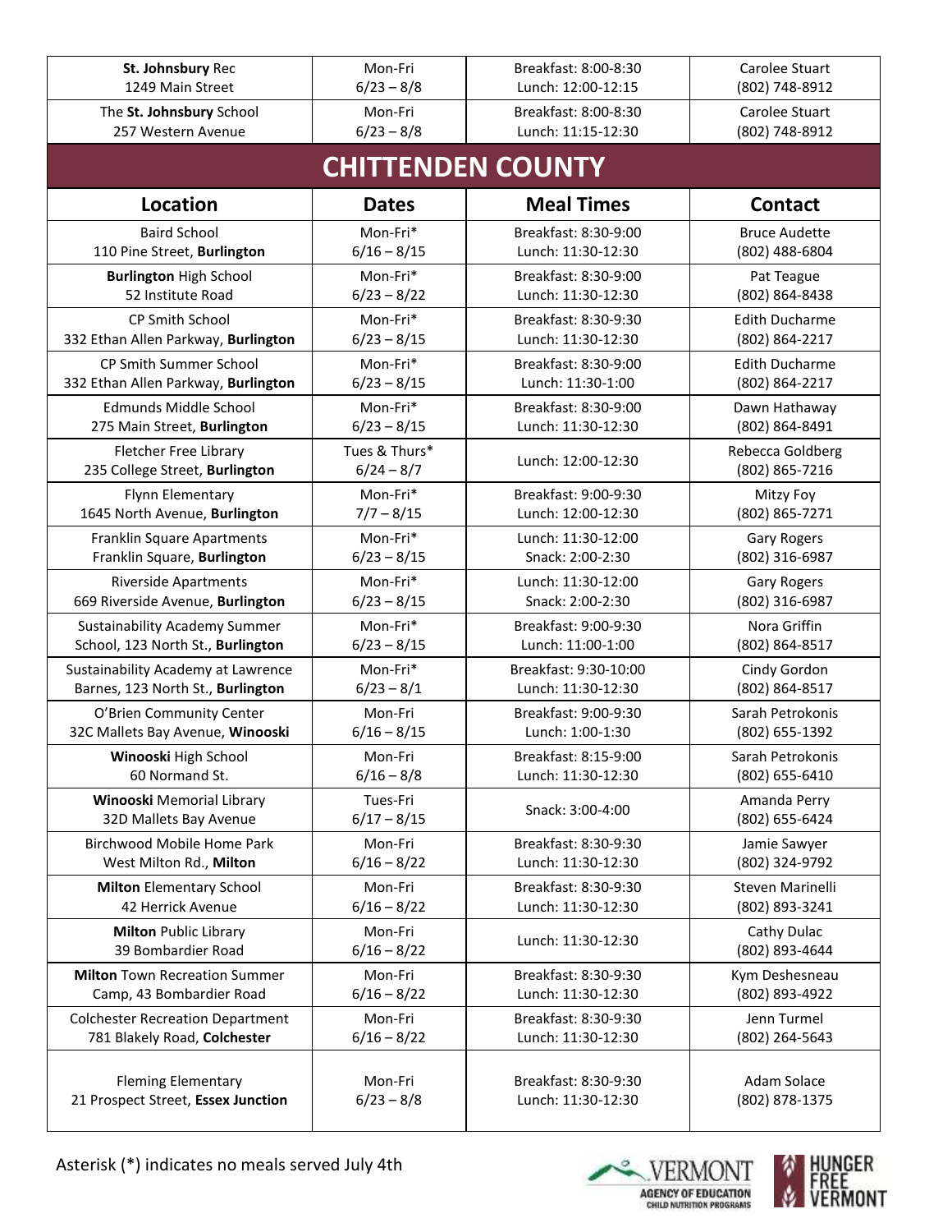| Location | Dates | Meal Times | Contact |
|---|---|---|---|
| **St. Johnsbury** Rec<br>1249 Main Street | Mon-Fri<br>6/23 – 8/8 | Breakfast: 8:00-8:30<br>Lunch: 12:00-12:15 | Carolee Stuart<br>(802) 748-8912 |
| The **St. Johnsbury** School<br>257 Western Avenue | Mon-Fri<br>6/23 – 8/8 | Breakfast: 8:00-8:30<br>Lunch: 11:15-12:30 | Carolee Stuart<br>(802) 748-8912 |

## CHITTENDEN COUNTY

| Location | Dates | Meal Times | Contact |
|---|---|---|---|
| Baird School<br>110 Pine Street, **Burlington** | Mon-Fri*<br>6/16 – 8/15 | Breakfast: 8:30-9:00<br>Lunch: 11:30-12:30 | Bruce Audette<br>(802) 488-6804 |
| **Burlington** High School<br>52 Institute Road | Mon-Fri*<br>6/23 – 8/22 | Breakfast: 8:30-9:00<br>Lunch: 11:30-12:30 | Pat Teague<br>(802) 864-8438 |
| CP Smith School<br>332 Ethan Allen Parkway, **Burlington** | Mon-Fri*<br>6/23 – 8/15 | Breakfast: 8:30-9:30<br>Lunch: 11:30-12:30 | Edith Ducharme<br>(802) 864-2217 |
| CP Smith Summer School<br>332 Ethan Allen Parkway, **Burlington** | Mon-Fri*<br>6/23 – 8/15 | Breakfast: 8:30-9:00<br>Lunch: 11:30-1:00 | Edith Ducharme<br>(802) 864-2217 |
| Edmunds Middle School<br>275 Main Street, **Burlington** | Mon-Fri*<br>6/23 – 8/15 | Breakfast: 8:30-9:00<br>Lunch: 11:30-12:30 | Dawn Hathaway<br>(802) 864-8491 |
| Fletcher Free Library<br>235 College Street, **Burlington** | Tues & Thurs*<br>6/24 – 8/7 | Lunch: 12:00-12:30 | Rebecca Goldberg<br>(802) 865-7216 |
| Flynn Elementary<br>1645 North Avenue, **Burlington** | Mon-Fri*<br>7/7 – 8/15 | Breakfast: 9:00-9:30<br>Lunch: 12:00-12:30 | Mitzy Foy<br>(802) 865-7271 |
| Franklin Square Apartments<br>Franklin Square, **Burlington** | Mon-Fri*<br>6/23 – 8/15 | Lunch: 11:30-12:00<br>Snack: 2:00-2:30 | Gary Rogers<br>(802) 316-6987 |
| Riverside Apartments<br>669 Riverside Avenue, **Burlington** | Mon-Fri*<br>6/23 – 8/15 | Lunch: 11:30-12:00<br>Snack: 2:00-2:30 | Gary Rogers<br>(802) 316-6987 |
| Sustainability Academy Summer School, 123 North St., **Burlington** | Mon-Fri*<br>6/23 – 8/15 | Breakfast: 9:00-9:30<br>Lunch: 11:00-1:00 | Nora Griffin<br>(802) 864-8517 |
| Sustainability Academy at Lawrence Barnes, 123 North St., **Burlington** | Mon-Fri*<br>6/23 – 8/1 | Breakfast: 9:30-10:00<br>Lunch: 11:30-12:30 | Cindy Gordon<br>(802) 864-8517 |
| O'Brien Community Center<br>32C Mallets Bay Avenue, **Winooski** | Mon-Fri<br>6/16 – 8/15 | Breakfast: 9:00-9:30<br>Lunch: 1:00-1:30 | Sarah Petrokonis<br>(802) 655-1392 |
| **Winooski** High School<br>60 Normand St. | Mon-Fri<br>6/16 – 8/8 | Breakfast: 8:15-9:00<br>Lunch: 11:30-12:30 | Sarah Petrokonis<br>(802) 655-6410 |
| **Winooski** Memorial Library<br>32D Mallets Bay Avenue | Tues-Fri<br>6/17 – 8/15 | Snack: 3:00-4:00 | Amanda Perry<br>(802) 655-6424 |
| Birchwood Mobile Home Park<br>West Milton Rd., **Milton** | Mon-Fri<br>6/16 – 8/22 | Breakfast: 8:30-9:30<br>Lunch: 11:30-12:30 | Jamie Sawyer<br>(802) 324-9792 |
| **Milton** Elementary School<br>42 Herrick Avenue | Mon-Fri<br>6/16 – 8/22 | Breakfast: 8:30-9:30<br>Lunch: 11:30-12:30 | Steven Marinelli<br>(802) 893-3241 |
| **Milton** Public Library<br>39 Bombardier Road | Mon-Fri<br>6/16 – 8/22 | Lunch: 11:30-12:30 | Cathy Dulac<br>(802) 893-4644 |
| **Milton** Town Recreation Summer Camp, 43 Bombardier Road | Mon-Fri<br>6/16 – 8/22 | Breakfast: 8:30-9:30<br>Lunch: 11:30-12:30 | Kym Deshesneau<br>(802) 893-4922 |
| Colchester Recreation Department<br>781 Blakely Road, **Colchester** | Mon-Fri<br>6/16 – 8/22 | Breakfast: 8:30-9:30<br>Lunch: 11:30-12:30 | Jenn Turmel<br>(802) 264-5643 |
| Fleming Elementary<br>21 Prospect Street, **Essex Junction** | Mon-Fri<br>6/23 – 8/8 | Breakfast: 8:30-9:30<br>Lunch: 11:30-12:30 | Adam Solace<br>(802) 878-1375 |

Asterisk (*) indicates no meals served July 4th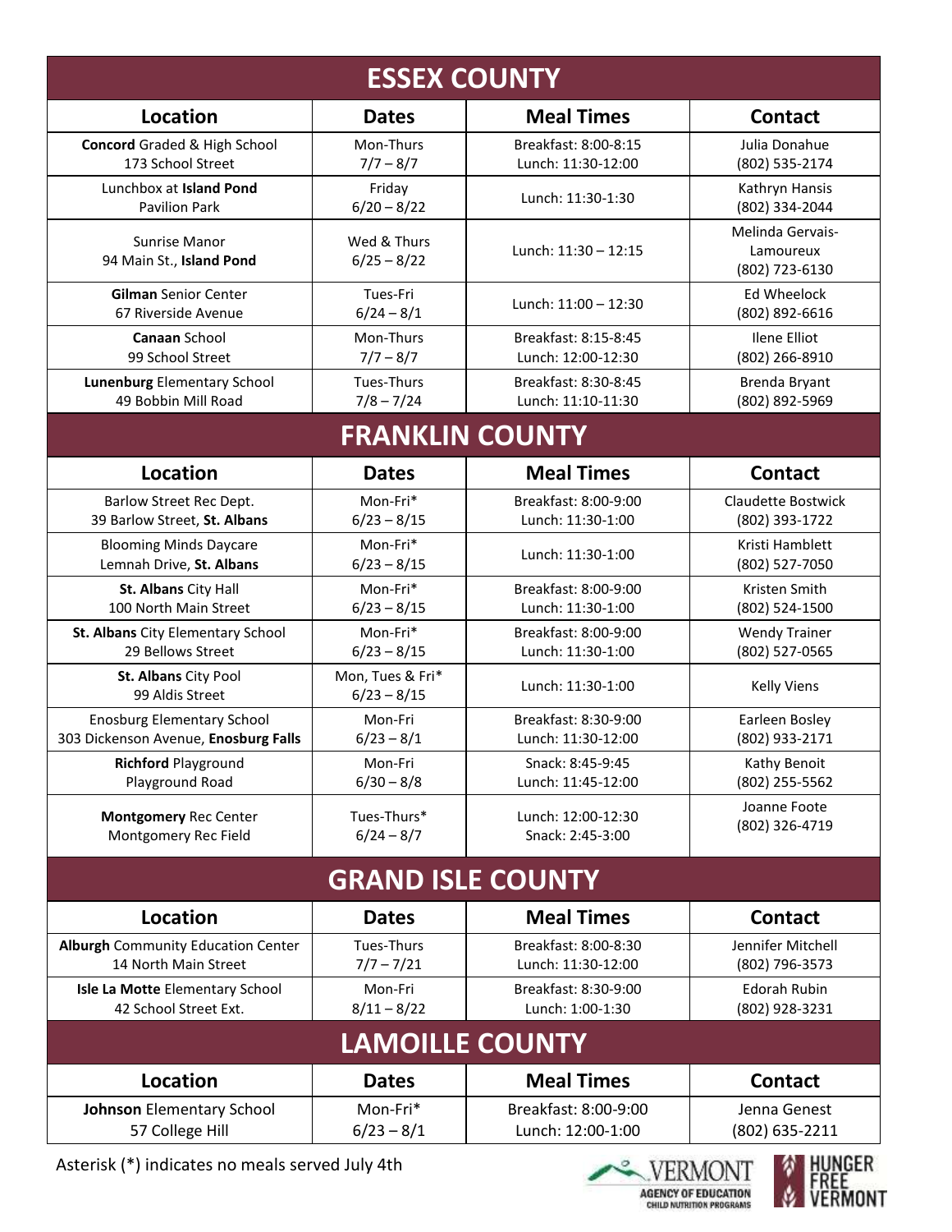## ESSEX COUNTY

| Location | Dates | Meal Times | Contact |
|---|---|---|---|
| **Concord** Graded & High School<br>173 School Street | Mon-Thurs<br>7/7 – 8/7 | Breakfast: 8:00-8:15<br>Lunch: 11:30-12:00 | Julia Donahue<br>(802) 535-2174 |
| Lunchbox at **Island Pond**<br>Pavilion Park | Friday<br>6/20 – 8/22 | Lunch: 11:30-1:30 | Kathryn Hansis<br>(802) 334-2044 |
| Sunrise Manor<br>94 Main St., **Island Pond** | Wed & Thurs<br>6/25 – 8/22 | Lunch: 11:30 – 12:15 | Melinda Gervais-Lamoureux<br>(802) 723-6130 |
| **Gilman** Senior Center<br>67 Riverside Avenue | Tues-Fri<br>6/24 – 8/1 | Lunch: 11:00 – 12:30 | Ed Wheelock<br>(802) 892-6616 |
| **Canaan** School<br>99 School Street | Mon-Thurs<br>7/7 – 8/7 | Breakfast: 8:15-8:45<br>Lunch: 12:00-12:30 | Ilene Elliot<br>(802) 266-8910 |
| **Lunenburg** Elementary School<br>49 Bobbin Mill Road | Tues-Thurs<br>7/8 – 7/24 | Breakfast: 8:30-8:45<br>Lunch: 11:10-11:30 | Brenda Bryant<br>(802) 892-5969 |

## FRANKLIN COUNTY

| Location | Dates | Meal Times | Contact |
|---|---|---|---|
| Barlow Street Rec Dept.<br>39 Barlow Street, **St. Albans** | Mon-Fri*<br>6/23 – 8/15 | Breakfast: 8:00-9:00<br>Lunch: 11:30-1:00 | Claudette Bostwick<br>(802) 393-1722 |
| Blooming Minds Daycare<br>Lemnah Drive, **St. Albans** | Mon-Fri*<br>6/23 – 8/15 | Lunch: 11:30-1:00 | Kristi Hamblett<br>(802) 527-7050 |
| **St. Albans** City Hall<br>100 North Main Street | Mon-Fri*<br>6/23 – 8/15 | Breakfast: 8:00-9:00<br>Lunch: 11:30-1:00 | Kristen Smith<br>(802) 524-1500 |
| **St. Albans** City Elementary School<br>29 Bellows Street | Mon-Fri*<br>6/23 – 8/15 | Breakfast: 8:00-9:00<br>Lunch: 11:30-1:00 | Wendy Trainer<br>(802) 527-0565 |
| **St. Albans** City Pool<br>99 Aldis Street | Mon, Tues & Fri*<br>6/23 – 8/15 | Lunch: 11:30-1:00 | Kelly Viens |
| Enosburg Elementary School<br>303 Dickenson Avenue, **Enosburg Falls** | Mon-Fri<br>6/23 – 8/1 | Breakfast: 8:30-9:00<br>Lunch: 11:30-12:00 | Earleen Bosley<br>(802) 933-2171 |
| **Richford** Playground<br>Playground Road | Mon-Fri<br>6/30 – 8/8 | Snack: 8:45-9:45<br>Lunch: 11:45-12:00 | Kathy Benoit<br>(802) 255-5562 |
| **Montgomery** Rec Center<br>Montgomery Rec Field | Tues-Thurs*<br>6/24 – 8/7 | Lunch: 12:00-12:30<br>Snack: 2:45-3:00 | Joanne Foote<br>(802) 326-4719 |

## GRAND ISLE COUNTY

| Location | Dates | Meal Times | Contact |
|---|---|---|---|
| **Alburgh** Community Education Center<br>14 North Main Street | Tues-Thurs<br>7/7 – 7/21 | Breakfast: 8:00-8:30<br>Lunch: 11:30-12:00 | Jennifer Mitchell<br>(802) 796-3573 |
| **Isle La Motte** Elementary School<br>42 School Street Ext. | Mon-Fri<br>8/11 – 8/22 | Breakfast: 8:30-9:00<br>Lunch: 1:00-1:30 | Edorah Rubin<br>(802) 928-3231 |

## LAMOILLE COUNTY

| Location | Dates | Meal Times | Contact |
|---|---|---|---|
| **Johnson** Elementary School<br>57 College Hill | Mon-Fri*<br>6/23 – 8/1 | Breakfast: 8:00-9:00<br>Lunch: 12:00-1:00 | Jenna Genest<br>(802) 635-2211 |

Asterisk (*) indicates no meals served July 4th

VERMONT AGENCY OF EDUCATION CHILD NUTRITION PROGRAMS

HUNGER FREE VERMONT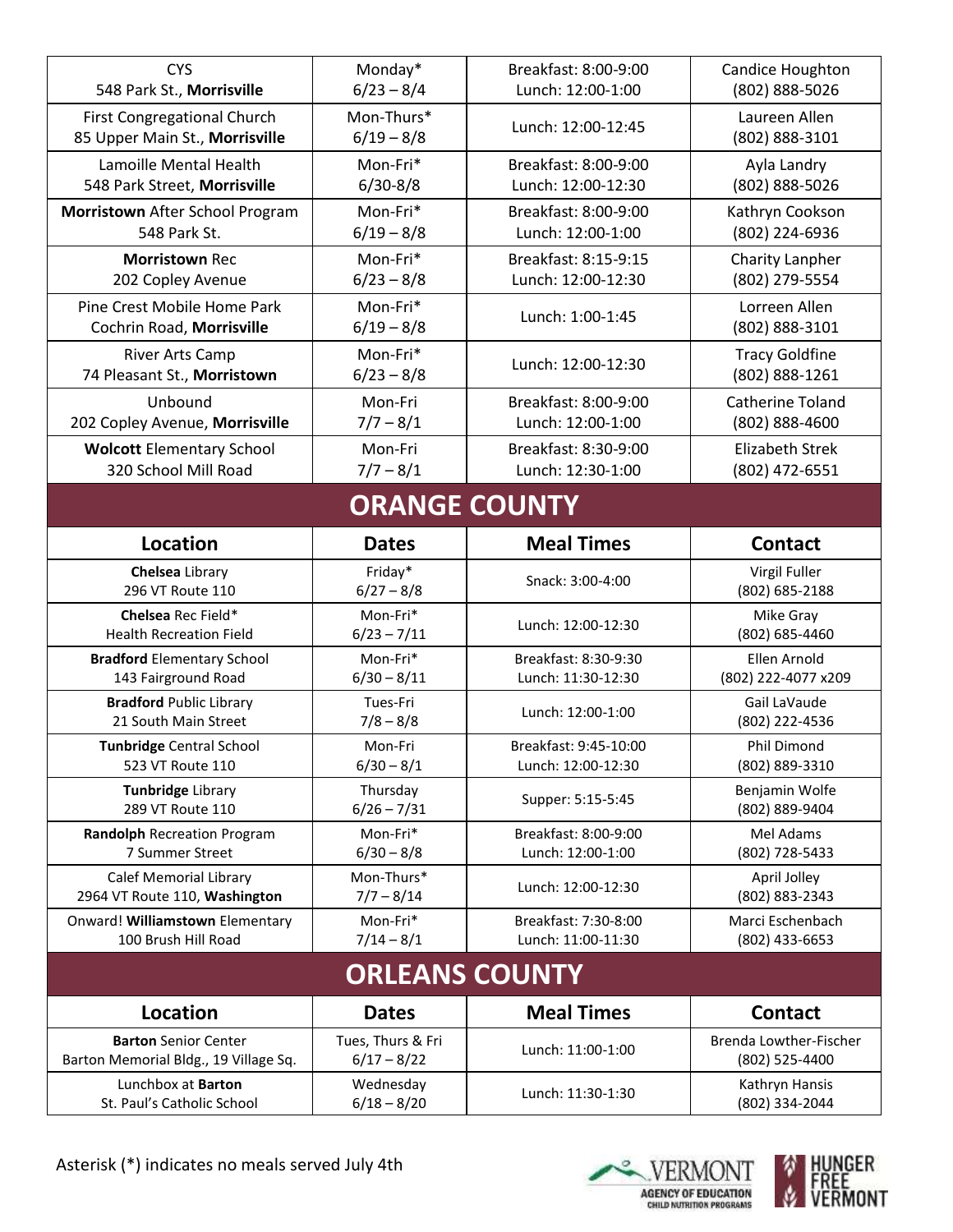| Location | Dates | Meal Times | Contact |
| --- | --- | --- | --- |
| CYS<br>548 Park St., **Morrisville** | Monday*<br>6/23 – 8/4 | Breakfast: 8:00-9:00<br>Lunch: 12:00-1:00 | Candice Houghton<br>(802) 888-5026 |
| First Congregational Church<br>85 Upper Main St., **Morrisville** | Mon-Thurs*<br>6/19 – 8/8 | Lunch: 12:00-12:45 | Laureen Allen<br>(802) 888-3101 |
| Lamoille Mental Health<br>548 Park Street, **Morrisville** | Mon-Fri*<br>6/30-8/8 | Breakfast: 8:00-9:00<br>Lunch: 12:00-12:30 | Ayla Landry<br>(802) 888-5026 |
| **Morristown** After School Program<br>548 Park St. | Mon-Fri*<br>6/19 – 8/8 | Breakfast: 8:00-9:00<br>Lunch: 12:00-1:00 | Kathryn Cookson<br>(802) 224-6936 |
| **Morristown** Rec<br>202 Copley Avenue | Mon-Fri*<br>6/23 – 8/8 | Breakfast: 8:15-9:15<br>Lunch: 12:00-12:30 | Charity Lanpher<br>(802) 279-5554 |
| Pine Crest Mobile Home Park<br>Cochrin Road, **Morrisville** | Mon-Fri*<br>6/19 – 8/8 | Lunch: 1:00-1:45 | Lorreen Allen<br>(802) 888-3101 |
| River Arts Camp<br>74 Pleasant St., **Morristown** | Mon-Fri*<br>6/23 – 8/8 | Lunch: 12:00-12:30 | Tracy Goldfine<br>(802) 888-1261 |
| Unbound<br>202 Copley Avenue, **Morrisville** | Mon-Fri<br>7/7 – 8/1 | Breakfast: 8:00-9:00<br>Lunch: 12:00-1:00 | Catherine Toland<br>(802) 888-4600 |
| **Wolcott** Elementary School<br>320 School Mill Road | Mon-Fri<br>7/7 – 8/1 | Breakfast: 8:30-9:00<br>Lunch: 12:30-1:00 | Elizabeth Strek<br>(802) 472-6551 |

## ORANGE COUNTY

| Location | Dates | Meal Times | Contact |
| --- | --- | --- | --- |
| **Chelsea** Library<br>296 VT Route 110 | Friday*<br>6/27 – 8/8 | Snack: 3:00-4:00 | Virgil Fuller<br>(802) 685-2188 |
| **Chelsea** Rec Field*<br>Health Recreation Field | Mon-Fri*<br>6/23 – 7/11 | Lunch: 12:00-12:30 | Mike Gray<br>(802) 685-4460 |
| **Bradford** Elementary School<br>143 Fairground Road | Mon-Fri*<br>6/30 – 8/11 | Breakfast: 8:30-9:30<br>Lunch: 11:30-12:30 | Ellen Arnold<br>(802) 222-4077 x209 |
| **Bradford** Public Library<br>21 South Main Street | Tues-Fri<br>7/8 – 8/8 | Lunch: 12:00-1:00 | Gail LaVaude<br>(802) 222-4536 |
| **Tunbridge** Central School<br>523 VT Route 110 | Mon-Fri<br>6/30 – 8/1 | Breakfast: 9:45-10:00<br>Lunch: 12:00-12:30 | Phil Dimond<br>(802) 889-3310 |
| **Tunbridge** Library<br>289 VT Route 110 | Thursday<br>6/26 – 7/31 | Supper: 5:15-5:45 | Benjamin Wolfe<br>(802) 889-9404 |
| **Randolph** Recreation Program<br>7 Summer Street | Mon-Fri*<br>6/30 – 8/8 | Breakfast: 8:00-9:00<br>Lunch: 12:00-1:00 | Mel Adams<br>(802) 728-5433 |
| Calef Memorial Library<br>2964 VT Route 110, **Washington** | Mon-Thurs*<br>7/7 – 8/14 | Lunch: 12:00-12:30 | April Jolley<br>(802) 883-2343 |
| Onward! **Williamstown** Elementary<br>100 Brush Hill Road | Mon-Fri*<br>7/14 – 8/1 | Breakfast: 7:30-8:00<br>Lunch: 11:00-11:30 | Marci Eschenbach<br>(802) 433-6653 |

## ORLEANS COUNTY

| Location | Dates | Meal Times | Contact |
| --- | --- | --- | --- |
| **Barton** Senior Center<br>Barton Memorial Bldg., 19 Village Sq. | Tues, Thurs & Fri<br>6/17 – 8/22 | Lunch: 11:00-1:00 | Brenda Lowther-Fischer<br>(802) 525-4400 |
| Lunchbox at **Barton**<br>St. Paul's Catholic School | Wednesday<br>6/18 – 8/20 | Lunch: 11:30-1:30 | Kathryn Hansis<br>(802) 334-2044 |

Asterisk (*) indicates no meals served July 4th

VERMONT AGENCY OF EDUCATION CHILD NUTRITION PROGRAMS

HUNGER FREE VERMONT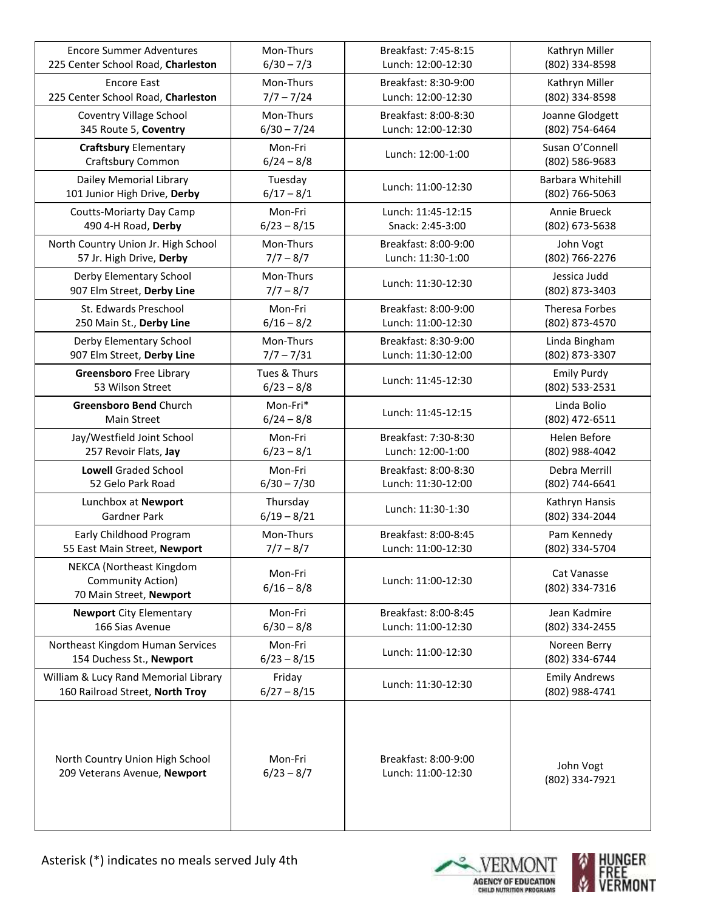| | | | |
|---|---|---|---|
| Encore Summer Adventures<br>225 Center School Road, **Charleston** | Mon-Thurs<br>6/30 – 7/3 | Breakfast: 7:45-8:15<br>Lunch: 12:00-12:30 | Kathryn Miller<br>(802) 334-8598 |
| Encore East<br>225 Center School Road, **Charleston** | Mon-Thurs<br>7/7 – 7/24 | Breakfast: 8:30-9:00<br>Lunch: 12:00-12:30 | Kathryn Miller<br>(802) 334-8598 |
| Coventry Village School<br>345 Route 5, **Coventry** | Mon-Thurs<br>6/30 – 7/24 | Breakfast: 8:00-8:30<br>Lunch: 12:00-12:30 | Joanne Glodgett<br>(802) 754-6464 |
| **Craftsbury** Elementary<br>Craftsbury Common | Mon-Fri<br>6/24 – 8/8 | Lunch: 12:00-1:00 | Susan O'Connell<br>(802) 586-9683 |
| Dailey Memorial Library<br>101 Junior High Drive, **Derby** | Tuesday<br>6/17 – 8/1 | Lunch: 11:00-12:30 | Barbara Whitehill<br>(802) 766-5063 |
| Coutts-Moriarty Day Camp<br>490 4-H Road, **Derby** | Mon-Fri<br>6/23 – 8/15 | Lunch: 11:45-12:15<br>Snack: 2:45-3:00 | Annie Brueck<br>(802) 673-5638 |
| North Country Union Jr. High School<br>57 Jr. High Drive, **Derby** | Mon-Thurs<br>7/7 – 8/7 | Breakfast: 8:00-9:00<br>Lunch: 11:30-1:00 | John Vogt<br>(802) 766-2276 |
| Derby Elementary School<br>907 Elm Street, **Derby Line** | Mon-Thurs<br>7/7 – 8/7 | Lunch: 11:30-12:30 | Jessica Judd<br>(802) 873-3403 |
| St. Edwards Preschool<br>250 Main St., **Derby Line** | Mon-Fri<br>6/16 – 8/2 | Breakfast: 8:00-9:00<br>Lunch: 11:00-12:30 | Theresa Forbes<br>(802) 873-4570 |
| Derby Elementary School<br>907 Elm Street, **Derby Line** | Mon-Thurs<br>7/7 – 7/31 | Breakfast: 8:30-9:00<br>Lunch: 11:30-12:00 | Linda Bingham<br>(802) 873-3307 |
| **Greensboro** Free Library<br>53 Wilson Street | Tues & Thurs<br>6/23 – 8/8 | Lunch: 11:45-12:30 | Emily Purdy<br>(802) 533-2531 |
| **Greensboro Bend** Church<br>Main Street | Mon-Fri*<br>6/24 – 8/8 | Lunch: 11:45-12:15 | Linda Bolio<br>(802) 472-6511 |
| Jay/Westfield Joint School<br>257 Revoir Flats, **Jay** | Mon-Fri<br>6/23 – 8/1 | Breakfast: 7:30-8:30<br>Lunch: 12:00-1:00 | Helen Before<br>(802) 988-4042 |
| **Lowell** Graded School<br>52 Gelo Park Road | Mon-Fri<br>6/30 – 7/30 | Breakfast: 8:00-8:30<br>Lunch: 11:30-12:00 | Debra Merrill<br>(802) 744-6641 |
| Lunchbox at **Newport**<br>Gardner Park | Thursday<br>6/19 – 8/21 | Lunch: 11:30-1:30 | Kathryn Hansis<br>(802) 334-2044 |
| Early Childhood Program<br>55 East Main Street, **Newport** | Mon-Thurs<br>7/7 – 8/7 | Breakfast: 8:00-8:45<br>Lunch: 11:00-12:30 | Pam Kennedy<br>(802) 334-5704 |
| NEKCA (Northeast Kingdom Community Action)<br>70 Main Street, **Newport** | Mon-Fri<br>6/16 – 8/8 | Lunch: 11:00-12:30 | Cat Vanasse<br>(802) 334-7316 |
| **Newport** City Elementary<br>166 Sias Avenue | Mon-Fri<br>6/30 – 8/8 | Breakfast: 8:00-8:45<br>Lunch: 11:00-12:30 | Jean Kadmire<br>(802) 334-2455 |
| Northeast Kingdom Human Services<br>154 Duchess St., **Newport** | Mon-Fri<br>6/23 – 8/15 | Lunch: 11:00-12:30 | Noreen Berry<br>(802) 334-6744 |
| William & Lucy Rand Memorial Library<br>160 Railroad Street, **North Troy** | Friday<br>6/27 – 8/15 | Lunch: 11:30-12:30 | Emily Andrews<br>(802) 988-4741 |
| North Country Union High School<br>209 Veterans Avenue, **Newport** | Mon-Fri<br>6/23 – 8/7 | Breakfast: 8:00-9:00<br>Lunch: 11:00-12:30 | John Vogt<br>(802) 334-7921 |

Asterisk (*) indicates no meals served July 4th

VERMONT AGENCY OF EDUCATION CHILD NUTRITION PROGRAMS HUNGER FREE VERMONT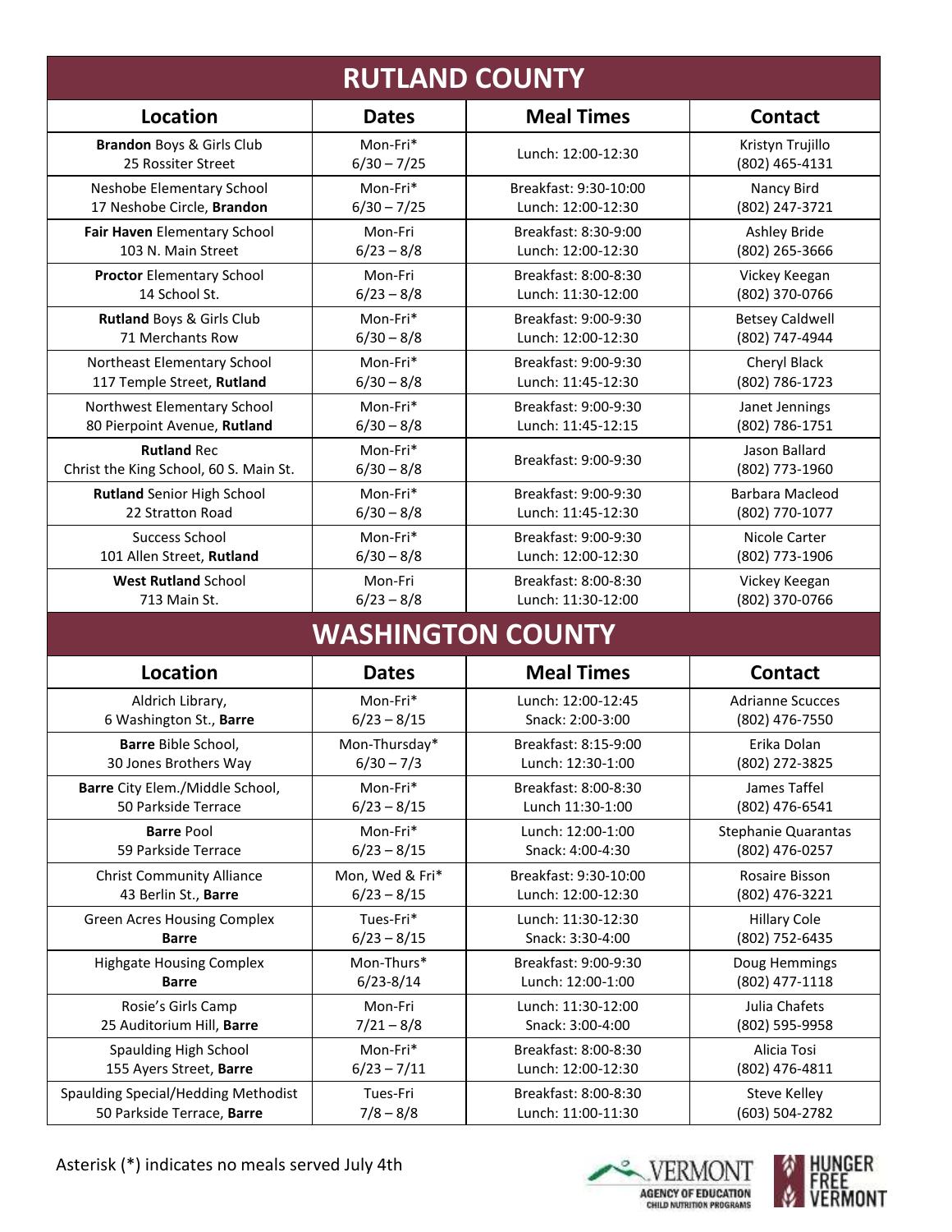## RUTLAND COUNTY

| Location | Dates | Meal Times | Contact |
|---|---|---|---|
| **Brandon** Boys & Girls Club<br>25 Rossiter Street | Mon-Fri*<br>6/30 – 7/25 | Lunch: 12:00-12:30 | Kristyn Trujillo<br>(802) 465-4131 |
| Neshobe Elementary School<br>17 Neshobe Circle, **Brandon** | Mon-Fri*<br>6/30 – 7/25 | Breakfast: 9:30-10:00<br>Lunch: 12:00-12:30 | Nancy Bird<br>(802) 247-3721 |
| **Fair Haven** Elementary School<br>103 N. Main Street | Mon-Fri<br>6/23 – 8/8 | Breakfast: 8:30-9:00<br>Lunch: 12:00-12:30 | Ashley Bride<br>(802) 265-3666 |
| **Proctor** Elementary School<br>14 School St. | Mon-Fri<br>6/23 – 8/8 | Breakfast: 8:00-8:30<br>Lunch: 11:30-12:00 | Vickey Keegan<br>(802) 370-0766 |
| **Rutland** Boys & Girls Club<br>71 Merchants Row | Mon-Fri*<br>6/30 – 8/8 | Breakfast: 9:00-9:30<br>Lunch: 12:00-12:30 | Betsey Caldwell<br>(802) 747-4944 |
| Northeast Elementary School<br>117 Temple Street, **Rutland** | Mon-Fri*<br>6/30 – 8/8 | Breakfast: 9:00-9:30<br>Lunch: 11:45-12:30 | Cheryl Black<br>(802) 786-1723 |
| Northwest Elementary School<br>80 Pierpoint Avenue, **Rutland** | Mon-Fri*<br>6/30 – 8/8 | Breakfast: 9:00-9:30<br>Lunch: 11:45-12:15 | Janet Jennings<br>(802) 786-1751 |
| **Rutland** Rec<br>Christ the King School, 60 S. Main St. | Mon-Fri*<br>6/30 – 8/8 | Breakfast: 9:00-9:30 | Jason Ballard<br>(802) 773-1960 |
| **Rutland** Senior High School<br>22 Stratton Road | Mon-Fri*<br>6/30 – 8/8 | Breakfast: 9:00-9:30<br>Lunch: 11:45-12:30 | Barbara Macleod<br>(802) 770-1077 |
| Success School<br>101 Allen Street, **Rutland** | Mon-Fri*<br>6/30 – 8/8 | Breakfast: 9:00-9:30<br>Lunch: 12:00-12:30 | Nicole Carter<br>(802) 773-1906 |
| **West Rutland** School<br>713 Main St. | Mon-Fri<br>6/23 – 8/8 | Breakfast: 8:00-8:30<br>Lunch: 11:30-12:00 | Vickey Keegan<br>(802) 370-0766 |

## WASHINGTON COUNTY

| Location | Dates | Meal Times | Contact |
|---|---|---|---|
| Aldrich Library,<br>6 Washington St., **Barre** | Mon-Fri*<br>6/23 – 8/15 | Lunch: 12:00-12:45<br>Snack: 2:00-3:00 | Adrianne Scucces<br>(802) 476-7550 |
| **Barre** Bible School,<br>30 Jones Brothers Way | Mon-Thursday*<br>6/30 – 7/3 | Breakfast: 8:15-9:00<br>Lunch: 12:30-1:00 | Erika Dolan<br>(802) 272-3825 |
| **Barre** City Elem./Middle School,<br>50 Parkside Terrace | Mon-Fri*<br>6/23 – 8/15 | Breakfast: 8:00-8:30<br>Lunch 11:30-1:00 | James Taffel<br>(802) 476-6541 |
| **Barre** Pool<br>59 Parkside Terrace | Mon-Fri*<br>6/23 – 8/15 | Lunch: 12:00-1:00<br>Snack: 4:00-4:30 | Stephanie Quarantas<br>(802) 476-0257 |
| Christ Community Alliance<br>43 Berlin St., **Barre** | Mon, Wed & Fri*<br>6/23 – 8/15 | Breakfast: 9:30-10:00<br>Lunch: 12:00-12:30 | Rosaire Bisson<br>(802) 476-3221 |
| Green Acres Housing Complex<br>**Barre** | Tues-Fri*<br>6/23 – 8/15 | Lunch: 11:30-12:30<br>Snack: 3:30-4:00 | Hillary Cole<br>(802) 752-6435 |
| Highgate Housing Complex<br>**Barre** | Mon-Thurs*<br>6/23-8/14 | Breakfast: 9:00-9:30<br>Lunch: 12:00-1:00 | Doug Hemmings<br>(802) 477-1118 |
| Rosie's Girls Camp<br>25 Auditorium Hill, **Barre** | Mon-Fri<br>7/21 – 8/8 | Lunch: 11:30-12:00<br>Snack: 3:00-4:00 | Julia Chafets<br>(802) 595-9958 |
| Spaulding High School<br>155 Ayers Street, **Barre** | Mon-Fri*<br>6/23 – 7/11 | Breakfast: 8:00-8:30<br>Lunch: 12:00-12:30 | Alicia Tosi<br>(802) 476-4811 |
| Spaulding Special/Hedding Methodist<br>50 Parkside Terrace, **Barre** | Tues-Fri<br>7/8 – 8/8 | Breakfast: 8:00-8:30<br>Lunch: 11:00-11:30 | Steve Kelley<br>(603) 504-2782 |

Asterisk (*) indicates no meals served July 4th

VERMONT AGENCY OF EDUCATION CHILD NUTRITION PROGRAMS

HUNGER FREE VERMONT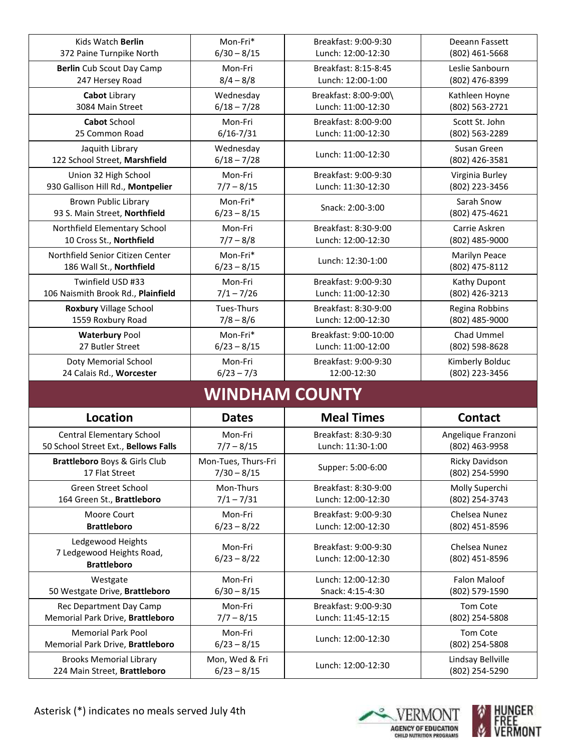| Location | Dates | Meal Times | Contact |
|---|---|---|---|
| Kids Watch **Berlin** 372 Paine Turnpike North | Mon-Fri* 6/30 – 8/15 | Breakfast: 9:00-9:30 Lunch: 12:00-12:30 | Deeann Fassett (802) 461-5668 |
| **Berlin** Cub Scout Day Camp 247 Hersey Road | Mon-Fri 8/4 – 8/8 | Breakfast: 8:15-8:45 Lunch: 12:00-1:00 | Leslie Sanbourn (802) 476-8399 |
| **Cabot** Library 3084 Main Street | Wednesday 6/18 – 7/28 | Breakfast: 8:00-9:00\ Lunch: 11:00-12:30 | Kathleen Hoyne (802) 563-2721 |
| **Cabot** School 25 Common Road | Mon-Fri 6/16-7/31 | Breakfast: 8:00-9:00 Lunch: 11:00-12:30 | Scott St. John (802) 563-2289 |
| Jaquith Library 122 School Street, **Marshfield** | Wednesday 6/18 – 7/28 | Lunch: 11:00-12:30 | Susan Green (802) 426-3581 |
| Union 32 High School 930 Gallison Hill Rd., **Montpelier** | Mon-Fri 7/7 – 8/15 | Breakfast: 9:00-9:30 Lunch: 11:30-12:30 | Virginia Burley (802) 223-3456 |
| Brown Public Library 93 S. Main Street, **Northfield** | Mon-Fri* 6/23 – 8/15 | Snack: 2:00-3:00 | Sarah Snow (802) 475-4621 |
| Northfield Elementary School 10 Cross St., **Northfield** | Mon-Fri 7/7 – 8/8 | Breakfast: 8:30-9:00 Lunch: 12:00-12:30 | Carrie Askren (802) 485-9000 |
| Northfield Senior Citizen Center 186 Wall St., **Northfield** | Mon-Fri* 6/23 – 8/15 | Lunch: 12:30-1:00 | Marilyn Peace (802) 475-8112 |
| Twinfield USD #33 106 Naismith Brook Rd., **Plainfield** | Mon-Fri 7/1 – 7/26 | Breakfast: 9:00-9:30 Lunch: 11:00-12:30 | Kathy Dupont (802) 426-3213 |
| **Roxbury** Village School 1559 Roxbury Road | Tues-Thurs 7/8 – 8/6 | Breakfast: 8:30-9:00 Lunch: 12:00-12:30 | Regina Robbins (802) 485-9000 |
| **Waterbury** Pool 27 Butler Street | Mon-Fri* 6/23 – 8/15 | Breakfast: 9:00-10:00 Lunch: 11:00-12:00 | Chad Ummel (802) 598-8628 |
| Doty Memorial School 24 Calais Rd., **Worcester** | Mon-Fri 6/23 – 7/3 | Breakfast: 9:00-9:30 12:00-12:30 | Kimberly Bolduc (802) 223-3456 |

## WINDHAM COUNTY

| Location | Dates | Meal Times | Contact |
|---|---|---|---|
| Central Elementary School 50 School Street Ext., **Bellows Falls** | Mon-Fri 7/7 – 8/15 | Breakfast: 8:30-9:30 Lunch: 11:30-1:00 | Angelique Franzoni (802) 463-9958 |
| **Brattleboro** Boys & Girls Club 17 Flat Street | Mon-Tues, Thurs-Fri 7/30 – 8/15 | Supper: 5:00-6:00 | Ricky Davidson (802) 254-5990 |
| Green Street School 164 Green St., **Brattleboro** | Mon-Thurs 7/1 – 7/31 | Breakfast: 8:30-9:00 Lunch: 12:00-12:30 | Molly Superchi (802) 254-3743 |
| Moore Court **Brattleboro** | Mon-Fri 6/23 – 8/22 | Breakfast: 9:00-9:30 Lunch: 12:00-12:30 | Chelsea Nunez (802) 451-8596 |
| Ledgewood Heights 7 Ledgewood Heights Road, **Brattleboro** | Mon-Fri 6/23 – 8/22 | Breakfast: 9:00-9:30 Lunch: 12:00-12:30 | Chelsea Nunez (802) 451-8596 |
| Westgate 50 Westgate Drive, **Brattleboro** | Mon-Fri 6/30 – 8/15 | Lunch: 12:00-12:30 Snack: 4:15-4:30 | Falon Maloof (802) 579-1590 |
| Rec Department Day Camp Memorial Park Drive, **Brattleboro** | Mon-Fri 7/7 – 8/15 | Breakfast: 9:00-9:30 Lunch: 11:45-12:15 | Tom Cote (802) 254-5808 |
| Memorial Park Pool Memorial Park Drive, **Brattleboro** | Mon-Fri 6/23 – 8/15 | Lunch: 12:00-12:30 | Tom Cote (802) 254-5808 |
| Brooks Memorial Library 224 Main Street, **Brattleboro** | Mon, Wed & Fri 6/23 – 8/15 | Lunch: 12:00-12:30 | Lindsay Bellville (802) 254-5290 |

Asterisk (*) indicates no meals served July 4th

VERMONT AGENCY OF EDUCATION CHILD NUTRITION PROGRAMS

HUNGER FREE VERMONT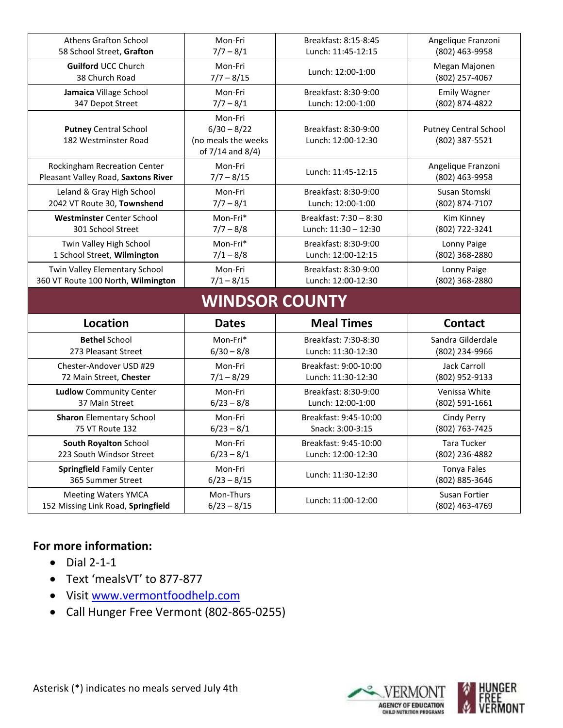| | | | |
|---|---|---|---|
| Athens Grafton School 58 School Street, **Grafton** | Mon-Fri 7/7 – 8/1 | Breakfast: 8:15-8:45 Lunch: 11:45-12:15 | Angelique Franzoni (802) 463-9958 |
| **Guilford** UCC Church 38 Church Road | Mon-Fri 7/7 – 8/15 | Lunch: 12:00-1:00 | Megan Majonen (802) 257-4067 |
| **Jamaica** Village School 347 Depot Street | Mon-Fri 7/7 – 8/1 | Breakfast: 8:30-9:00 Lunch: 12:00-1:00 | Emily Wagner (802) 874-4822 |
| **Putney** Central School 182 Westminster Road | Mon-Fri 6/30 – 8/22 (no meals the weeks of 7/14 and 8/4) | Breakfast: 8:30-9:00 Lunch: 12:00-12:30 | Putney Central School (802) 387-5521 |
| Rockingham Recreation Center Pleasant Valley Road, **Saxtons River** | Mon-Fri 7/7 – 8/15 | Lunch: 11:45-12:15 | Angelique Franzoni (802) 463-9958 |
| Leland & Gray High School 2042 VT Route 30, **Townshend** | Mon-Fri 7/7 – 8/1 | Breakfast: 8:30-9:00 Lunch: 12:00-1:00 | Susan Stomski (802) 874-7107 |
| **Westminster** Center School 301 School Street | Mon-Fri* 7/7 – 8/8 | Breakfast: 7:30 – 8:30 Lunch: 11:30 – 12:30 | Kim Kinney (802) 722-3241 |
| Twin Valley High School 1 School Street, **Wilmington** | Mon-Fri* 7/1 – 8/8 | Breakfast: 8:30-9:00 Lunch: 12:00-12:15 | Lonny Paige (802) 368-2880 |
| Twin Valley Elementary School 360 VT Route 100 North, **Wilmington** | Mon-Fri 7/1 – 8/15 | Breakfast: 8:30-9:00 Lunch: 12:00-12:30 | Lonny Paige (802) 368-2880 |

## WINDSOR COUNTY

| Location | Dates | Meal Times | Contact |
|---|---|---|---|
| **Bethel** School 273 Pleasant Street | Mon-Fri* 6/30 – 8/8 | Breakfast: 7:30-8:30 Lunch: 11:30-12:30 | Sandra Gilderdale (802) 234-9966 |
| Chester-Andover USD #29 72 Main Street, **Chester** | Mon-Fri 7/1 – 8/29 | Breakfast: 9:00-10:00 Lunch: 11:30-12:30 | Jack Carroll (802) 952-9133 |
| **Ludlow** Community Center 37 Main Street | Mon-Fri 6/23 – 8/8 | Breakfast: 8:30-9:00 Lunch: 12:00-1:00 | Venissa White (802) 591-1661 |
| **Sharon** Elementary School 75 VT Route 132 | Mon-Fri 6/23 – 8/1 | Breakfast: 9:45-10:00 Snack: 3:00-3:15 | Cindy Perry (802) 763-7425 |
| **South Royalton** School 223 South Windsor Street | Mon-Fri 6/23 – 8/1 | Breakfast: 9:45-10:00 Lunch: 12:00-12:30 | Tara Tucker (802) 236-4882 |
| **Springfield** Family Center 365 Summer Street | Mon-Fri 6/23 – 8/15 | Lunch: 11:30-12:30 | Tonya Fales (802) 885-3646 |
| Meeting Waters YMCA 152 Missing Link Road, **Springfield** | Mon-Thurs 6/23 – 8/15 | Lunch: 11:00-12:00 | Susan Fortier (802) 463-4769 |

**For more information:**

- Dial 2-1-1
- Text 'mealsVT' to 877-877
- Visit www.vermontfoodhelp.com
- Call Hunger Free Vermont (802-865-0255)

Asterisk (*) indicates no meals served July 4th

VERMONT AGENCY OF EDUCATION CHILD NUTRITION PROGRAMS

HUNGER FREE VERMONT